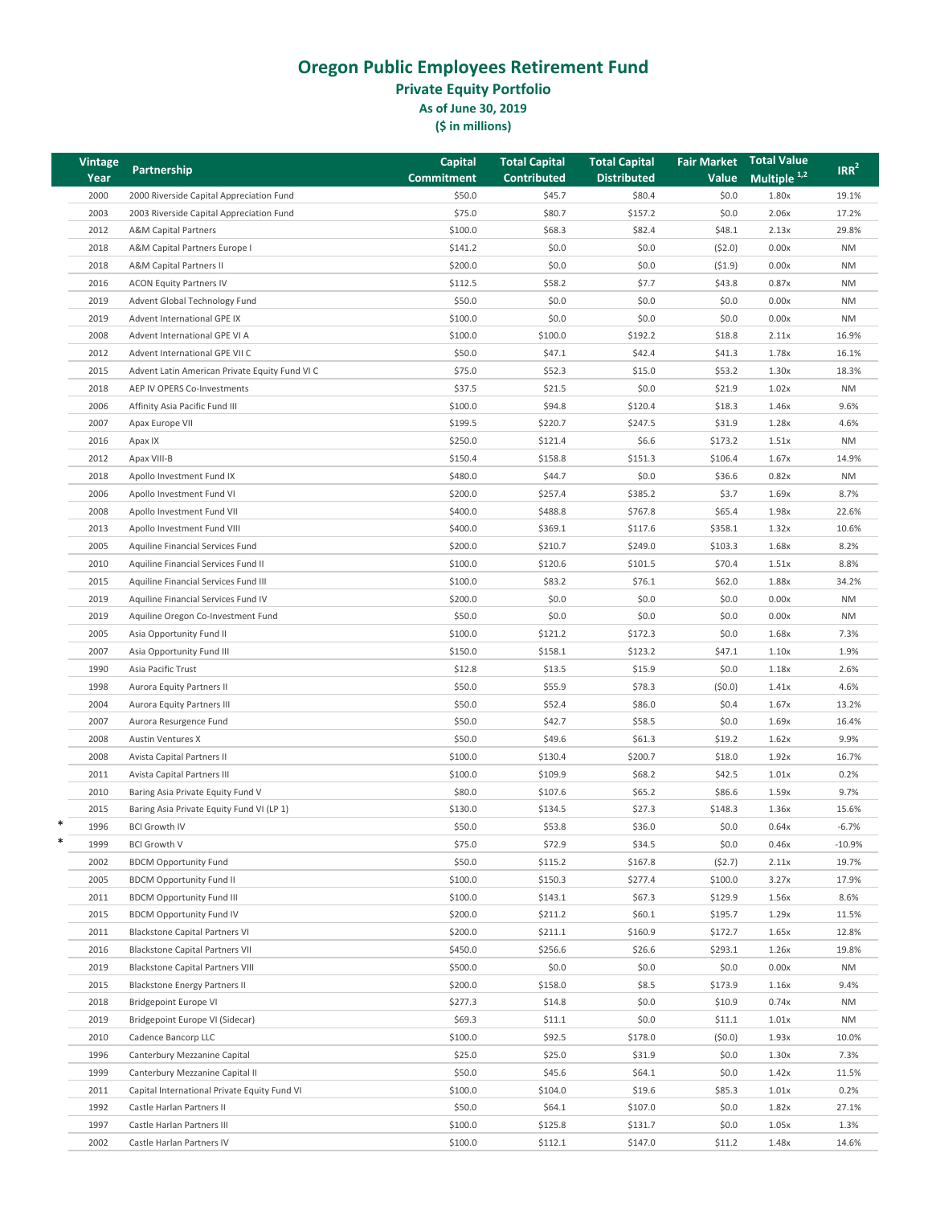# Oregon Public Employees Retirement Fund

## Private Equity Portfolio

### As of June 30, 2019

### ($ in millions)

| | Vintage Year | Partnership | Capital Commitment | Total Capital Contributed | Total Capital Distributed | Fair Market Value | Total Value Multiple [1,2] | IRR[2] |
|---|---|---|---|---|---|---|---|---|
| | 2000 | 2000 Riverside Capital Appreciation Fund | $50.0 | $45.7 | $80.4 | $0.0 | 1.80x | 19.1% |
| | 2003 | 2003 Riverside Capital Appreciation Fund | $75.0 | $80.7 | $157.2 | $0.0 | 2.06x | 17.2% |
| | 2012 | A&M Capital Partners | $100.0 | $68.3 | $82.4 | $48.1 | 2.13x | 29.8% |
| | 2018 | A&M Capital Partners Europe I | $141.2 | $0.0 | $0.0 | ($2.0) | 0.00x | NM |
| | 2018 | A&M Capital Partners II | $200.0 | $0.0 | $0.0 | ($1.9) | 0.00x | NM |
| | 2016 | ACON Equity Partners IV | $112.5 | $58.2 | $7.7 | $43.8 | 0.87x | NM |
| | 2019 | Advent Global Technology Fund | $50.0 | $0.0 | $0.0 | $0.0 | 0.00x | NM |
| | 2019 | Advent International GPE IX | $100.0 | $0.0 | $0.0 | $0.0 | 0.00x | NM |
| | 2008 | Advent International GPE VI A | $100.0 | $100.0 | $192.2 | $18.8 | 2.11x | 16.9% |
| | 2012 | Advent International GPE VII C | $50.0 | $47.1 | $42.4 | $41.3 | 1.78x | 16.1% |
| | 2015 | Advent Latin American Private Equity Fund VI C | $75.0 | $52.3 | $15.0 | $53.2 | 1.30x | 18.3% |
| | 2018 | AEP IV OPERS Co-Investments | $37.5 | $21.5 | $0.0 | $21.9 | 1.02x | NM |
| | 2006 | Affinity Asia Pacific Fund III | $100.0 | $94.8 | $120.4 | $18.3 | 1.46x | 9.6% |
| | 2007 | Apax Europe VII | $199.5 | $220.7 | $247.5 | $31.9 | 1.28x | 4.6% |
| | 2016 | Apax IX | $250.0 | $121.4 | $6.6 | $173.2 | 1.51x | NM |
| | 2012 | Apax VIII-B | $150.4 | $158.8 | $151.3 | $106.4 | 1.67x | 14.9% |
| | 2018 | Apollo Investment Fund IX | $480.0 | $44.7 | $0.0 | $36.6 | 0.82x | NM |
| | 2006 | Apollo Investment Fund VI | $200.0 | $257.4 | $385.2 | $3.7 | 1.69x | 8.7% |
| | 2008 | Apollo Investment Fund VII | $400.0 | $488.8 | $767.8 | $65.4 | 1.98x | 22.6% |
| | 2013 | Apollo Investment Fund VIII | $400.0 | $369.1 | $117.6 | $358.1 | 1.32x | 10.6% |
| | 2005 | Aquiline Financial Services Fund | $200.0 | $210.7 | $249.0 | $103.3 | 1.68x | 8.2% |
| | 2010 | Aquiline Financial Services Fund II | $100.0 | $120.6 | $101.5 | $70.4 | 1.51x | 8.8% |
| | 2015 | Aquiline Financial Services Fund III | $100.0 | $83.2 | $76.1 | $62.0 | 1.88x | 34.2% |
| | 2019 | Aquiline Financial Services Fund IV | $200.0 | $0.0 | $0.0 | $0.0 | 0.00x | NM |
| | 2019 | Aquiline Oregon Co-Investment Fund | $50.0 | $0.0 | $0.0 | $0.0 | 0.00x | NM |
| | 2005 | Asia Opportunity Fund II | $100.0 | $121.2 | $172.3 | $0.0 | 1.68x | 7.3% |
| | 2007 | Asia Opportunity Fund III | $150.0 | $158.1 | $123.2 | $47.1 | 1.10x | 1.9% |
| | 1990 | Asia Pacific Trust | $12.8 | $13.5 | $15.9 | $0.0 | 1.18x | 2.6% |
| | 1998 | Aurora Equity Partners II | $50.0 | $55.9 | $78.3 | ($0.0) | 1.41x | 4.6% |
| | 2004 | Aurora Equity Partners III | $50.0 | $52.4 | $86.0 | $0.4 | 1.67x | 13.2% |
| | 2007 | Aurora Resurgence Fund | $50.0 | $42.7 | $58.5 | $0.0 | 1.69x | 16.4% |
| | 2008 | Austin Ventures X | $50.0 | $49.6 | $61.3 | $19.2 | 1.62x | 9.9% |
| | 2008 | Avista Capital Partners II | $100.0 | $130.4 | $200.7 | $18.0 | 1.92x | 16.7% |
| | 2011 | Avista Capital Partners III | $100.0 | $109.9 | $68.2 | $42.5 | 1.01x | 0.2% |
| | 2010 | Baring Asia Private Equity Fund V | $80.0 | $107.6 | $65.2 | $86.6 | 1.59x | 9.7% |
| | 2015 | Baring Asia Private Equity Fund VI (LP 1) | $130.0 | $134.5 | $27.3 | $148.3 | 1.36x | 15.6% |
| * | 1996 | BCI Growth IV | $50.0 | $53.8 | $36.0 | $0.0 | 0.64x | -6.7% |
| * | 1999 | BCI Growth V | $75.0 | $72.9 | $34.5 | $0.0 | 0.46x | -10.9% |
| | 2002 | BDCM Opportunity Fund | $50.0 | $115.2 | $167.8 | ($2.7) | 2.11x | 19.7% |
| | 2005 | BDCM Opportunity Fund II | $100.0 | $150.3 | $277.4 | $100.0 | 3.27x | 17.9% |
| | 2011 | BDCM Opportunity Fund III | $100.0 | $143.1 | $67.3 | $129.9 | 1.56x | 8.6% |
| | 2015 | BDCM Opportunity Fund IV | $200.0 | $211.2 | $60.1 | $195.7 | 1.29x | 11.5% |
| | 2011 | Blackstone Capital Partners VI | $200.0 | $211.1 | $160.9 | $172.7 | 1.65x | 12.8% |
| | 2016 | Blackstone Capital Partners VII | $450.0 | $256.6 | $26.6 | $293.1 | 1.26x | 19.8% |
| | 2019 | Blackstone Capital Partners VIII | $500.0 | $0.0 | $0.0 | $0.0 | 0.00x | NM |
| | 2015 | Blackstone Energy Partners II | $200.0 | $158.0 | $8.5 | $173.9 | 1.16x | 9.4% |
| | 2018 | Bridgepoint Europe VI | $277.3 | $14.8 | $0.0 | $10.9 | 0.74x | NM |
| | 2019 | Bridgepoint Europe VI (Sidecar) | $69.3 | $11.1 | $0.0 | $11.1 | 1.01x | NM |
| | 2010 | Cadence Bancorp LLC | $100.0 | $92.5 | $178.0 | ($0.0) | 1.93x | 10.0% |
| | 1996 | Canterbury Mezzanine Capital | $25.0 | $25.0 | $31.9 | $0.0 | 1.30x | 7.3% |
| | 1999 | Canterbury Mezzanine Capital II | $50.0 | $45.6 | $64.1 | $0.0 | 1.42x | 11.5% |
| | 2011 | Capital International Private Equity Fund VI | $100.0 | $104.0 | $19.6 | $85.3 | 1.01x | 0.2% |
| | 1992 | Castle Harlan Partners II | $50.0 | $64.1 | $107.0 | $0.0 | 1.82x | 27.1% |
| | 1997 | Castle Harlan Partners III | $100.0 | $125.8 | $131.7 | $0.0 | 1.05x | 1.3% |
| | 2002 | Castle Harlan Partners IV | $100.0 | $112.1 | $147.0 | $11.2 | 1.48x | 14.6% |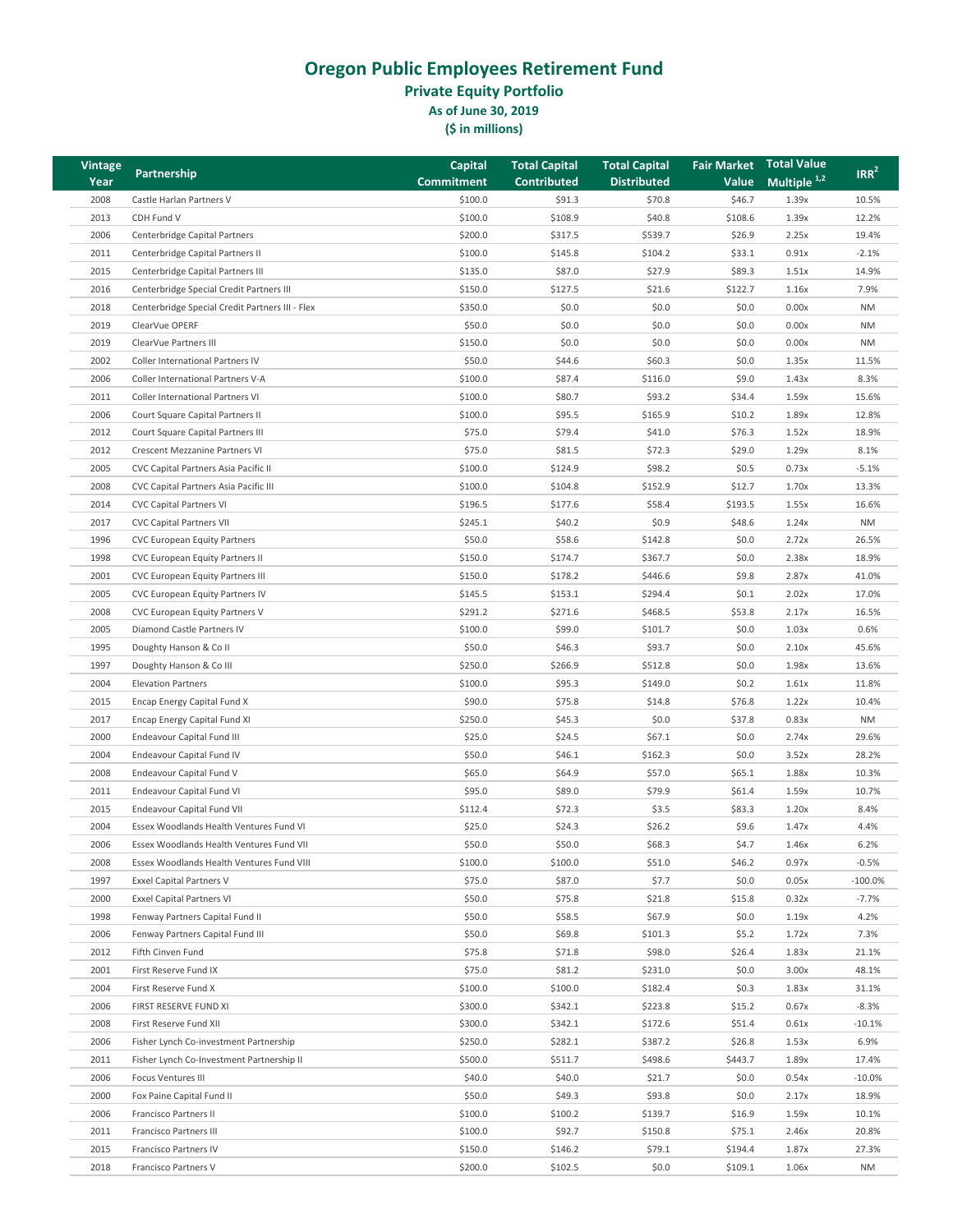# Oregon Public Employees Retirement Fund

## Private Equity Portfolio

### As of June 30, 2019

### ($ in millions)

| Vintage Year | Partnership | Capital Commitment | Total Capital Contributed | Total Capital Distributed | Fair Market Value | Total Value Multiple [1,2] | IRR[2] |
|---|---|---|---|---|---|---|---|
| 2008 | Castle Harlan Partners V | $100.0 | $91.3 | $70.8 | $46.7 | 1.39x | 10.5% |
| 2013 | CDH Fund V | $100.0 | $108.9 | $40.8 | $108.6 | 1.39x | 12.2% |
| 2006 | Centerbridge Capital Partners | $200.0 | $317.5 | $539.7 | $26.9 | 2.25x | 19.4% |
| 2011 | Centerbridge Capital Partners II | $100.0 | $145.8 | $104.2 | $33.1 | 0.91x | -2.1% |
| 2015 | Centerbridge Capital Partners III | $135.0 | $87.0 | $27.9 | $89.3 | 1.51x | 14.9% |
| 2016 | Centerbridge Special Credit Partners III | $150.0 | $127.5 | $21.6 | $122.7 | 1.16x | 7.9% |
| 2018 | Centerbridge Special Credit Partners III - Flex | $350.0 | $0.0 | $0.0 | $0.0 | 0.00x | NM |
| 2019 | ClearVue OPERF | $50.0 | $0.0 | $0.0 | $0.0 | 0.00x | NM |
| 2019 | ClearVue Partners III | $150.0 | $0.0 | $0.0 | $0.0 | 0.00x | NM |
| 2002 | Coller International Partners IV | $50.0 | $44.6 | $60.3 | $0.0 | 1.35x | 11.5% |
| 2006 | Coller International Partners V-A | $100.0 | $87.4 | $116.0 | $9.0 | 1.43x | 8.3% |
| 2011 | Coller International Partners VI | $100.0 | $80.7 | $93.2 | $34.4 | 1.59x | 15.6% |
| 2006 | Court Square Capital Partners II | $100.0 | $95.5 | $165.9 | $10.2 | 1.89x | 12.8% |
| 2012 | Court Square Capital Partners III | $75.0 | $79.4 | $41.0 | $76.3 | 1.52x | 18.9% |
| 2012 | Crescent Mezzanine Partners VI | $75.0 | $81.5 | $72.3 | $29.0 | 1.29x | 8.1% |
| 2005 | CVC Capital Partners Asia Pacific II | $100.0 | $124.9 | $98.2 | $0.5 | 0.73x | -5.1% |
| 2008 | CVC Capital Partners Asia Pacific III | $100.0 | $104.8 | $152.9 | $12.7 | 1.70x | 13.3% |
| 2014 | CVC Capital Partners VI | $196.5 | $177.6 | $58.4 | $193.5 | 1.55x | 16.6% |
| 2017 | CVC Capital Partners VII | $245.1 | $40.2 | $0.9 | $48.6 | 1.24x | NM |
| 1996 | CVC European Equity Partners | $50.0 | $58.6 | $142.8 | $0.0 | 2.72x | 26.5% |
| 1998 | CVC European Equity Partners II | $150.0 | $174.7 | $367.7 | $0.0 | 2.38x | 18.9% |
| 2001 | CVC European Equity Partners III | $150.0 | $178.2 | $446.6 | $9.8 | 2.87x | 41.0% |
| 2005 | CVC European Equity Partners IV | $145.5 | $153.1 | $294.4 | $0.1 | 2.02x | 17.0% |
| 2008 | CVC European Equity Partners V | $291.2 | $271.6 | $468.5 | $53.8 | 2.17x | 16.5% |
| 2005 | Diamond Castle Partners IV | $100.0 | $99.0 | $101.7 | $0.0 | 1.03x | 0.6% |
| 1995 | Doughty Hanson & Co II | $50.0 | $46.3 | $93.7 | $0.0 | 2.10x | 45.6% |
| 1997 | Doughty Hanson & Co III | $250.0 | $266.9 | $512.8 | $0.0 | 1.98x | 13.6% |
| 2004 | Elevation Partners | $100.0 | $95.3 | $149.0 | $0.2 | 1.61x | 11.8% |
| 2015 | Encap Energy Capital Fund X | $90.0 | $75.8 | $14.8 | $76.8 | 1.22x | 10.4% |
| 2017 | Encap Energy Capital Fund XI | $250.0 | $45.3 | $0.0 | $37.8 | 0.83x | NM |
| 2000 | Endeavour Capital Fund III | $25.0 | $24.5 | $67.1 | $0.0 | 2.74x | 29.6% |
| 2004 | Endeavour Capital Fund IV | $50.0 | $46.1 | $162.3 | $0.0 | 3.52x | 28.2% |
| 2008 | Endeavour Capital Fund V | $65.0 | $64.9 | $57.0 | $65.1 | 1.88x | 10.3% |
| 2011 | Endeavour Capital Fund VI | $95.0 | $89.0 | $79.9 | $61.4 | 1.59x | 10.7% |
| 2015 | Endeavour Capital Fund VII | $112.4 | $72.3 | $3.5 | $83.3 | 1.20x | 8.4% |
| 2004 | Essex Woodlands Health Ventures Fund VI | $25.0 | $24.3 | $26.2 | $9.6 | 1.47x | 4.4% |
| 2006 | Essex Woodlands Health Ventures Fund VII | $50.0 | $50.0 | $68.3 | $4.7 | 1.46x | 6.2% |
| 2008 | Essex Woodlands Health Ventures Fund VIII | $100.0 | $100.0 | $51.0 | $46.2 | 0.97x | -0.5% |
| 1997 | Exxel Capital Partners V | $75.0 | $87.0 | $7.7 | $0.0 | 0.05x | -100.0% |
| 2000 | Exxel Capital Partners VI | $50.0 | $75.8 | $21.8 | $15.8 | 0.32x | -7.7% |
| 1998 | Fenway Partners Capital Fund II | $50.0 | $58.5 | $67.9 | $0.0 | 1.19x | 4.2% |
| 2006 | Fenway Partners Capital Fund III | $50.0 | $69.8 | $101.3 | $5.2 | 1.72x | 7.3% |
| 2012 | Fifth Cinven Fund | $75.8 | $71.8 | $98.0 | $26.4 | 1.83x | 21.1% |
| 2001 | First Reserve Fund IX | $75.0 | $81.2 | $231.0 | $0.0 | 3.00x | 48.1% |
| 2004 | First Reserve Fund X | $100.0 | $100.0 | $182.4 | $0.3 | 1.83x | 31.1% |
| 2006 | FIRST RESERVE FUND XI | $300.0 | $342.1 | $223.8 | $15.2 | 0.67x | -8.3% |
| 2008 | First Reserve Fund XII | $300.0 | $342.1 | $172.6 | $51.4 | 0.61x | -10.1% |
| 2006 | Fisher Lynch Co-investment Partnership | $250.0 | $282.1 | $387.2 | $26.8 | 1.53x | 6.9% |
| 2011 | Fisher Lynch Co-Investment Partnership II | $500.0 | $511.7 | $498.6 | $443.7 | 1.89x | 17.4% |
| 2006 | Focus Ventures III | $40.0 | $40.0 | $21.7 | $0.0 | 0.54x | -10.0% |
| 2000 | Fox Paine Capital Fund II | $50.0 | $49.3 | $93.8 | $0.0 | 2.17x | 18.9% |
| 2006 | Francisco Partners II | $100.0 | $100.2 | $139.7 | $16.9 | 1.59x | 10.1% |
| 2011 | Francisco Partners III | $100.0 | $92.7 | $150.8 | $75.1 | 2.46x | 20.8% |
| 2015 | Francisco Partners IV | $150.0 | $146.2 | $79.1 | $194.4 | 1.87x | 27.3% |
| 2018 | Francisco Partners V | $200.0 | $102.5 | $0.0 | $109.1 | 1.06x | NM |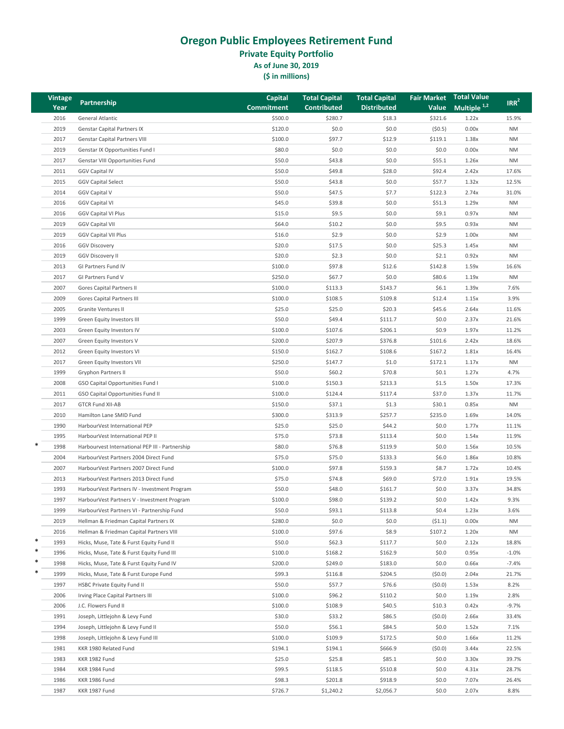# Oregon Public Employees Retirement Fund

## Private Equity Portfolio

### As of June 30, 2019

### ($ in millions)

| | Vintage Year | Partnership | Capital Commitment | Total Capital Contributed | Total Capital Distributed | Fair Market Value | Total Value Multiple [1,2] | IRR [2] |
|---|---|---|---|---|---|---|---|---|
| | 2016 | General Atlantic | $500.0 | $280.7 | $18.3 | $321.6 | 1.22x | 15.9% |
| | 2019 | Genstar Capital Partners IX | $120.0 | $0.0 | $0.0 | ($0.5) | 0.00x | NM |
| | 2017 | Genstar Capital Partners VIII | $100.0 | $97.7 | $12.9 | $119.1 | 1.38x | NM |
| | 2019 | Genstar IX Opportunities Fund I | $80.0 | $0.0 | $0.0 | $0.0 | 0.00x | NM |
| | 2017 | Genstar VIII Opportunities Fund | $50.0 | $43.8 | $0.0 | $55.1 | 1.26x | NM |
| | 2011 | GGV Capital IV | $50.0 | $49.8 | $28.0 | $92.4 | 2.42x | 17.6% |
| | 2015 | GGV Capital Select | $50.0 | $43.8 | $0.0 | $57.7 | 1.32x | 12.5% |
| | 2014 | GGV Capital V | $50.0 | $47.5 | $7.7 | $122.3 | 2.74x | 31.0% |
| | 2016 | GGV Capital VI | $45.0 | $39.8 | $0.0 | $51.3 | 1.29x | NM |
| | 2016 | GGV Capital VI Plus | $15.0 | $9.5 | $0.0 | $9.1 | 0.97x | NM |
| | 2019 | GGV Capital VII | $64.0 | $10.2 | $0.0 | $9.5 | 0.93x | NM |
| | 2019 | GGV Capital VII Plus | $16.0 | $2.9 | $0.0 | $2.9 | 1.00x | NM |
| | 2016 | GGV Discovery | $20.0 | $17.5 | $0.0 | $25.3 | 1.45x | NM |
| | 2019 | GGV Discovery II | $20.0 | $2.3 | $0.0 | $2.1 | 0.92x | NM |
| | 2013 | GI Partners Fund IV | $100.0 | $97.8 | $12.6 | $142.8 | 1.59x | 16.6% |
| | 2017 | GI Partners Fund V | $250.0 | $67.7 | $0.0 | $80.6 | 1.19x | NM |
| | 2007 | Gores Capital Partners II | $100.0 | $113.3 | $143.7 | $6.1 | 1.39x | 7.6% |
| | 2009 | Gores Capital Partners III | $100.0 | $108.5 | $109.8 | $12.4 | 1.15x | 3.9% |
| | 2005 | Granite Ventures II | $25.0 | $25.0 | $20.3 | $45.6 | 2.64x | 11.6% |
| | 1999 | Green Equity Investors III | $50.0 | $49.4 | $111.7 | $0.0 | 2.37x | 21.6% |
| | 2003 | Green Equity Investors IV | $100.0 | $107.6 | $206.1 | $0.9 | 1.97x | 11.2% |
| | 2007 | Green Equity Investors V | $200.0 | $207.9 | $376.8 | $101.6 | 2.42x | 18.6% |
| | 2012 | Green Equity Investors VI | $150.0 | $162.7 | $108.6 | $167.2 | 1.81x | 16.4% |
| | 2017 | Green Equity Investors VII | $250.0 | $147.7 | $1.0 | $172.1 | 1.17x | NM |
| | 1999 | Gryphon Partners II | $50.0 | $60.2 | $70.8 | $0.1 | 1.27x | 4.7% |
| | 2008 | GSO Capital Opportunities Fund I | $100.0 | $150.3 | $213.3 | $1.5 | 1.50x | 17.3% |
| | 2011 | GSO Capital Opportunities Fund II | $100.0 | $124.4 | $117.4 | $37.0 | 1.37x | 11.7% |
| | 2017 | GTCR Fund XII-AB | $150.0 | $37.1 | $1.3 | $30.1 | 0.85x | NM |
| | 2010 | Hamilton Lane SMID Fund | $300.0 | $313.9 | $257.7 | $235.0 | 1.69x | 14.0% |
| | 1990 | HarbourVest International PEP | $25.0 | $25.0 | $44.2 | $0.0 | 1.77x | 11.1% |
| | 1995 | HarbourVest International PEP II | $75.0 | $73.8 | $113.4 | $0.0 | 1.54x | 11.9% |
| * | 1998 | Harbourvest International PEP III - Partnership | $80.0 | $76.8 | $119.9 | $0.0 | 1.56x | 10.5% |
| | 2004 | HarbourVest Partners 2004 Direct Fund | $75.0 | $75.0 | $133.3 | $6.0 | 1.86x | 10.8% |
| | 2007 | HarbourVest Partners 2007 Direct Fund | $100.0 | $97.8 | $159.3 | $8.7 | 1.72x | 10.4% |
| | 2013 | HarbourVest Partners 2013 Direct Fund | $75.0 | $74.8 | $69.0 | $72.0 | 1.91x | 19.5% |
| | 1993 | HarbourVest Partners IV - Investment Program | $50.0 | $48.0 | $161.7 | $0.0 | 3.37x | 34.8% |
| | 1997 | HarbourVest Partners V - Investment Program | $100.0 | $98.0 | $139.2 | $0.0 | 1.42x | 9.3% |
| | 1999 | HarbourVest Partners VI - Partnership Fund | $50.0 | $93.1 | $113.8 | $0.4 | 1.23x | 3.6% |
| | 2019 | Hellman & Friedman Capital Partners IX | $280.0 | $0.0 | $0.0 | ($1.1) | 0.00x | NM |
| | 2016 | Hellman & Friedman Capital Partners VIII | $100.0 | $97.6 | $8.9 | $107.2 | 1.20x | NM |
| * | 1993 | Hicks, Muse, Tate & Furst Equity Fund II | $50.0 | $62.3 | $117.7 | $0.0 | 2.12x | 18.8% |
| * | 1996 | Hicks, Muse, Tate & Furst Equity Fund III | $100.0 | $168.2 | $162.9 | $0.0 | 0.95x | -1.0% |
| * | 1998 | Hicks, Muse, Tate & Furst Equity Fund IV | $200.0 | $249.0 | $183.0 | $0.0 | 0.66x | -7.4% |
| * | 1999 | Hicks, Muse, Tate & Furst Europe Fund | $99.3 | $116.8 | $204.5 | ($0.0) | 2.04x | 21.7% |
| | 1997 | HSBC Private Equity Fund II | $50.0 | $57.7 | $76.6 | ($0.0) | 1.53x | 8.2% |
| | 2006 | Irving Place Capital Partners III | $100.0 | $96.2 | $110.2 | $0.0 | 1.19x | 2.8% |
| | 2006 | J.C. Flowers Fund II | $100.0 | $108.9 | $40.5 | $10.3 | 0.42x | -9.7% |
| | 1991 | Joseph, Littlejohn & Levy Fund | $30.0 | $33.2 | $86.5 | ($0.0) | 2.66x | 33.4% |
| | 1994 | Joseph, Littlejohn & Levy Fund II | $50.0 | $56.1 | $84.5 | $0.0 | 1.52x | 7.1% |
| | 1998 | Joseph, Littlejohn & Levy Fund III | $100.0 | $109.9 | $172.5 | $0.0 | 1.66x | 11.2% |
| | 1981 | KKR 1980 Related Fund | $194.1 | $194.1 | $666.9 | ($0.0) | 3.44x | 22.5% |
| | 1983 | KKR 1982 Fund | $25.0 | $25.8 | $85.1 | $0.0 | 3.30x | 39.7% |
| | 1984 | KKR 1984 Fund | $99.5 | $118.5 | $510.8 | $0.0 | 4.31x | 28.7% |
| | 1986 | KKR 1986 Fund | $98.3 | $201.8 | $918.9 | $0.0 | 7.07x | 26.4% |
| | 1987 | KKR 1987 Fund | $726.7 | $1,240.2 | $2,056.7 | $0.0 | 2.07x | 8.8% |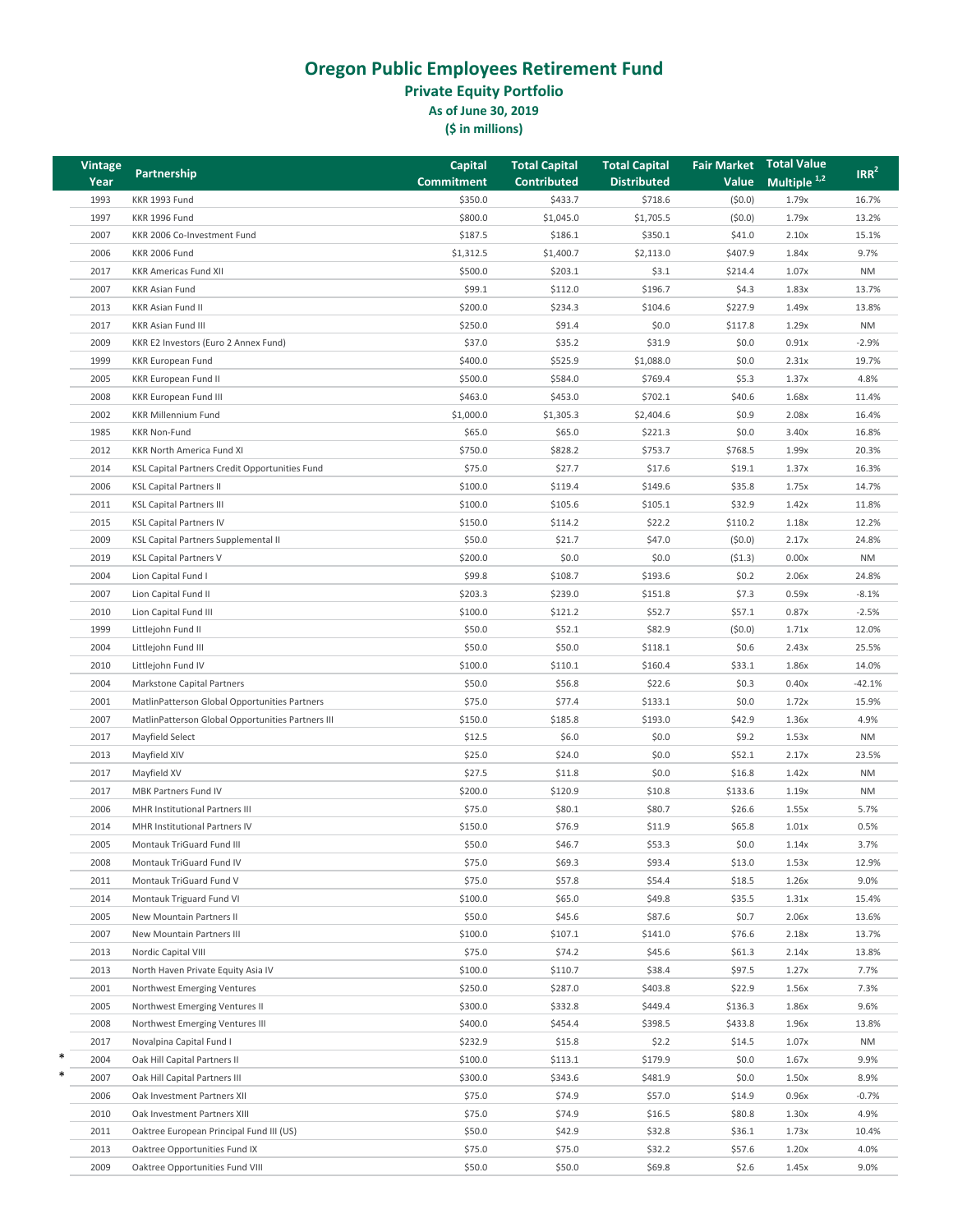# Oregon Public Employees Retirement Fund

## Private Equity Portfolio

### As of June 30, 2019

### ($ in millions)

| | Vintage Year | Partnership | Capital Commitment | Total Capital Contributed | Total Capital Distributed | Fair Market Value | Total Value Multiple [1,2] | IRR [2] |
|---|---|---|---|---|---|---|---|---|
| | 1993 | KKR 1993 Fund | $350.0 | $433.7 | $718.6 | ($0.0) | 1.79x | 16.7% |
| | 1997 | KKR 1996 Fund | $800.0 | $1,045.0 | $1,705.5 | ($0.0) | 1.79x | 13.2% |
| | 2007 | KKR 2006 Co-Investment Fund | $187.5 | $186.1 | $350.1 | $41.0 | 2.10x | 15.1% |
| | 2006 | KKR 2006 Fund | $1,312.5 | $1,400.7 | $2,113.0 | $407.9 | 1.84x | 9.7% |
| | 2017 | KKR Americas Fund XII | $500.0 | $203.1 | $3.1 | $214.4 | 1.07x | NM |
| | 2007 | KKR Asian Fund | $99.1 | $112.0 | $196.7 | $4.3 | 1.83x | 13.7% |
| | 2013 | KKR Asian Fund II | $200.0 | $234.3 | $104.6 | $227.9 | 1.49x | 13.8% |
| | 2017 | KKR Asian Fund III | $250.0 | $91.4 | $0.0 | $117.8 | 1.29x | NM |
| | 2009 | KKR E2 Investors (Euro 2 Annex Fund) | $37.0 | $35.2 | $31.9 | $0.0 | 0.91x | -2.9% |
| | 1999 | KKR European Fund | $400.0 | $525.9 | $1,088.0 | $0.0 | 2.31x | 19.7% |
| | 2005 | KKR European Fund II | $500.0 | $584.0 | $769.4 | $5.3 | 1.37x | 4.8% |
| | 2008 | KKR European Fund III | $463.0 | $453.0 | $702.1 | $40.6 | 1.68x | 11.4% |
| | 2002 | KKR Millennium Fund | $1,000.0 | $1,305.3 | $2,404.6 | $0.9 | 2.08x | 16.4% |
| | 1985 | KKR Non-Fund | $65.0 | $65.0 | $221.3 | $0.0 | 3.40x | 16.8% |
| | 2012 | KKR North America Fund XI | $750.0 | $828.2 | $753.7 | $768.5 | 1.99x | 20.3% |
| | 2014 | KSL Capital Partners Credit Opportunities Fund | $75.0 | $27.7 | $17.6 | $19.1 | 1.37x | 16.3% |
| | 2006 | KSL Capital Partners II | $100.0 | $119.4 | $149.6 | $35.8 | 1.75x | 14.7% |
| | 2011 | KSL Capital Partners III | $100.0 | $105.6 | $105.1 | $32.9 | 1.42x | 11.8% |
| | 2015 | KSL Capital Partners IV | $150.0 | $114.2 | $22.2 | $110.2 | 1.18x | 12.2% |
| | 2009 | KSL Capital Partners Supplemental II | $50.0 | $21.7 | $47.0 | ($0.0) | 2.17x | 24.8% |
| | 2019 | KSL Capital Partners V | $200.0 | $0.0 | $0.0 | ($1.3) | 0.00x | NM |
| | 2004 | Lion Capital Fund I | $99.8 | $108.7 | $193.6 | $0.2 | 2.06x | 24.8% |
| | 2007 | Lion Capital Fund II | $203.3 | $239.0 | $151.8 | $7.3 | 0.59x | -8.1% |
| | 2010 | Lion Capital Fund III | $100.0 | $121.2 | $52.7 | $57.1 | 0.87x | -2.5% |
| | 1999 | Littlejohn Fund II | $50.0 | $52.1 | $82.9 | ($0.0) | 1.71x | 12.0% |
| | 2004 | Littlejohn Fund III | $50.0 | $50.0 | $118.1 | $0.6 | 2.43x | 25.5% |
| | 2010 | Littlejohn Fund IV | $100.0 | $110.1 | $160.4 | $33.1 | 1.86x | 14.0% |
| | 2004 | Markstone Capital Partners | $50.0 | $56.8 | $22.6 | $0.3 | 0.40x | -42.1% |
| | 2001 | MatlinPatterson Global Opportunities Partners | $75.0 | $77.4 | $133.1 | $0.0 | 1.72x | 15.9% |
| | 2007 | MatlinPatterson Global Opportunities Partners III | $150.0 | $185.8 | $193.0 | $42.9 | 1.36x | 4.9% |
| | 2017 | Mayfield Select | $12.5 | $6.0 | $0.0 | $9.2 | 1.53x | NM |
| | 2013 | Mayfield XIV | $25.0 | $24.0 | $0.0 | $52.1 | 2.17x | 23.5% |
| | 2017 | Mayfield XV | $27.5 | $11.8 | $0.0 | $16.8 | 1.42x | NM |
| | 2017 | MBK Partners Fund IV | $200.0 | $120.9 | $10.8 | $133.6 | 1.19x | NM |
| | 2006 | MHR Institutional Partners III | $75.0 | $80.1 | $80.7 | $26.6 | 1.55x | 5.7% |
| | 2014 | MHR Institutional Partners IV | $150.0 | $76.9 | $11.9 | $65.8 | 1.01x | 0.5% |
| | 2005 | Montauk TriGuard Fund III | $50.0 | $46.7 | $53.3 | $0.0 | 1.14x | 3.7% |
| | 2008 | Montauk TriGuard Fund IV | $75.0 | $69.3 | $93.4 | $13.0 | 1.53x | 12.9% |
| | 2011 | Montauk TriGuard Fund V | $75.0 | $57.8 | $54.4 | $18.5 | 1.26x | 9.0% |
| | 2014 | Montauk Triguard Fund VI | $100.0 | $65.0 | $49.8 | $35.5 | 1.31x | 15.4% |
| | 2005 | New Mountain Partners II | $50.0 | $45.6 | $87.6 | $0.7 | 2.06x | 13.6% |
| | 2007 | New Mountain Partners III | $100.0 | $107.1 | $141.0 | $76.6 | 2.18x | 13.7% |
| | 2013 | Nordic Capital VIII | $75.0 | $74.2 | $45.6 | $61.3 | 2.14x | 13.8% |
| | 2013 | North Haven Private Equity Asia IV | $100.0 | $110.7 | $38.4 | $97.5 | 1.27x | 7.7% |
| | 2001 | Northwest Emerging Ventures | $250.0 | $287.0 | $403.8 | $22.9 | 1.56x | 7.3% |
| | 2005 | Northwest Emerging Ventures II | $300.0 | $332.8 | $449.4 | $136.3 | 1.86x | 9.6% |
| | 2008 | Northwest Emerging Ventures III | $400.0 | $454.4 | $398.5 | $433.8 | 1.96x | 13.8% |
| | 2017 | Novalpina Capital Fund I | $232.9 | $15.8 | $2.2 | $14.5 | 1.07x | NM |
| * | 2004 | Oak Hill Capital Partners II | $100.0 | $113.1 | $179.9 | $0.0 | 1.67x | 9.9% |
| * | 2007 | Oak Hill Capital Partners III | $300.0 | $343.6 | $481.9 | $0.0 | 1.50x | 8.9% |
| | 2006 | Oak Investment Partners XII | $75.0 | $74.9 | $57.0 | $14.9 | 0.96x | -0.7% |
| | 2010 | Oak Investment Partners XIII | $75.0 | $74.9 | $16.5 | $80.8 | 1.30x | 4.9% |
| | 2011 | Oaktree European Principal Fund III (US) | $50.0 | $42.9 | $32.8 | $36.1 | 1.73x | 10.4% |
| | 2013 | Oaktree Opportunities Fund IX | $75.0 | $75.0 | $32.2 | $57.6 | 1.20x | 4.0% |
| | 2009 | Oaktree Opportunities Fund VIII | $50.0 | $50.0 | $69.8 | $2.6 | 1.45x | 9.0% |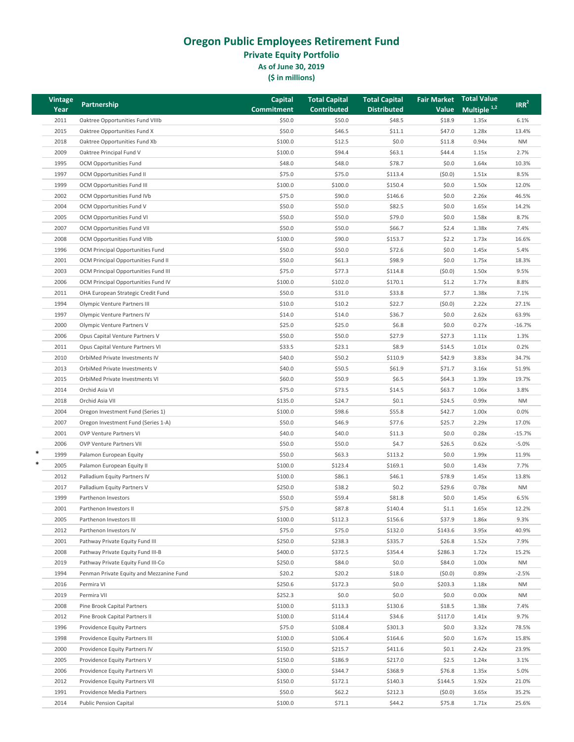# Oregon Public Employees Retirement Fund

## Private Equity Portfolio

### As of June 30, 2019

### ($ in millions)

| | Vintage Year | Partnership | Capital Commitment | Total Capital Contributed | Total Capital Distributed | Fair Market Value | Total Value Multiple [1,2] | IRR [2] |
|---|---|---|---|---|---|---|---|---|
| | 2011 | Oaktree Opportunities Fund VIIIb | $50.0 | $50.0 | $48.5 | $18.9 | 1.35x | 6.1% |
| | 2015 | Oaktree Opportunities Fund X | $50.0 | $46.5 | $11.1 | $47.0 | 1.28x | 13.4% |
| | 2018 | Oaktree Opportunities Fund Xb | $100.0 | $12.5 | $0.0 | $11.8 | 0.94x | NM |
| | 2009 | Oaktree Principal Fund V | $100.0 | $94.4 | $63.1 | $44.4 | 1.15x | 2.7% |
| | 1995 | OCM Opportunities Fund | $48.0 | $48.0 | $78.7 | $0.0 | 1.64x | 10.3% |
| | 1997 | OCM Opportunities Fund II | $75.0 | $75.0 | $113.4 | ($0.0) | 1.51x | 8.5% |
| | 1999 | OCM Opportunities Fund III | $100.0 | $100.0 | $150.4 | $0.0 | 1.50x | 12.0% |
| | 2002 | OCM Opportunities Fund IVb | $75.0 | $90.0 | $146.6 | $0.0 | 2.26x | 46.5% |
| | 2004 | OCM Opportunities Fund V | $50.0 | $50.0 | $82.5 | $0.0 | 1.65x | 14.2% |
| | 2005 | OCM Opportunities Fund VI | $50.0 | $50.0 | $79.0 | $0.0 | 1.58x | 8.7% |
| | 2007 | OCM Opportunities Fund VII | $50.0 | $50.0 | $66.7 | $2.4 | 1.38x | 7.4% |
| | 2008 | OCM Opportunities Fund VIIb | $100.0 | $90.0 | $153.7 | $2.2 | 1.73x | 16.6% |
| | 1996 | OCM Principal Opportunities Fund | $50.0 | $50.0 | $72.6 | $0.0 | 1.45x | 5.4% |
| | 2001 | OCM Principal Opportunities Fund II | $50.0 | $61.3 | $98.9 | $0.0 | 1.75x | 18.3% |
| | 2003 | OCM Principal Opportunities Fund III | $75.0 | $77.3 | $114.8 | ($0.0) | 1.50x | 9.5% |
| | 2006 | OCM Principal Opportunities Fund IV | $100.0 | $102.0 | $170.1 | $1.2 | 1.77x | 8.8% |
| | 2011 | OHA European Strategic Credit Fund | $50.0 | $31.0 | $33.8 | $7.7 | 1.38x | 7.1% |
| | 1994 | Olympic Venture Partners III | $10.0 | $10.2 | $22.7 | ($0.0) | 2.22x | 27.1% |
| | 1997 | Olympic Venture Partners IV | $14.0 | $14.0 | $36.7 | $0.0 | 2.62x | 63.9% |
| | 2000 | Olympic Venture Partners V | $25.0 | $25.0 | $6.8 | $0.0 | 0.27x | -16.7% |
| | 2006 | Opus Capital Venture Partners V | $50.0 | $50.0 | $27.9 | $27.3 | 1.11x | 1.3% |
| | 2011 | Opus Capital Venture Partners VI | $33.5 | $23.1 | $8.9 | $14.5 | 1.01x | 0.2% |
| | 2010 | OrbiMed Private Investments IV | $40.0 | $50.2 | $110.9 | $42.9 | 3.83x | 34.7% |
| | 2013 | OrbiMed Private Investments V | $40.0 | $50.5 | $61.9 | $71.7 | 3.16x | 51.9% |
| | 2015 | OrbiMed Private Investments VI | $60.0 | $50.9 | $6.5 | $64.3 | 1.39x | 19.7% |
| | 2014 | Orchid Asia VI | $75.0 | $73.5 | $14.5 | $63.7 | 1.06x | 3.8% |
| | 2018 | Orchid Asia VII | $135.0 | $24.7 | $0.1 | $24.5 | 0.99x | NM |
| | 2004 | Oregon Investment Fund (Series 1) | $100.0 | $98.6 | $55.8 | $42.7 | 1.00x | 0.0% |
| | 2007 | Oregon Investment Fund (Series 1-A) | $50.0 | $46.9 | $77.6 | $25.7 | 2.29x | 17.0% |
| | 2001 | OVP Venture Partners VI | $40.0 | $40.0 | $11.3 | $0.0 | 0.28x | -15.7% |
| | 2006 | OVP Venture Partners VII | $50.0 | $50.0 | $4.7 | $26.5 | 0.62x | -5.0% |
| * | 1999 | Palamon European Equity | $50.0 | $63.3 | $113.2 | $0.0 | 1.99x | 11.9% |
| * | 2005 | Palamon European Equity II | $100.0 | $123.4 | $169.1 | $0.0 | 1.43x | 7.7% |
| | 2012 | Palladium Equity Partners IV | $100.0 | $86.1 | $46.1 | $78.9 | 1.45x | 13.8% |
| | 2017 | Palladium Equity Partners V | $250.0 | $38.2 | $0.2 | $29.6 | 0.78x | NM |
| | 1999 | Parthenon Investors | $50.0 | $59.4 | $81.8 | $0.0 | 1.45x | 6.5% |
| | 2001 | Parthenon Investors II | $75.0 | $87.8 | $140.4 | $1.1 | 1.65x | 12.2% |
| | 2005 | Parthenon Investors III | $100.0 | $112.3 | $156.6 | $37.9 | 1.86x | 9.3% |
| | 2012 | Parthenon Investors IV | $75.0 | $75.0 | $132.0 | $143.6 | 3.95x | 40.9% |
| | 2001 | Pathway Private Equity Fund III | $250.0 | $238.3 | $335.7 | $26.8 | 1.52x | 7.9% |
| | 2008 | Pathway Private Equity Fund III-B | $400.0 | $372.5 | $354.4 | $286.3 | 1.72x | 15.2% |
| | 2019 | Pathway Private Equity Fund III-Co | $250.0 | $84.0 | $0.0 | $84.0 | 1.00x | NM |
| | 1994 | Penman Private Equity and Mezzanine Fund | $20.2 | $20.2 | $18.0 | ($0.0) | 0.89x | -2.5% |
| | 2016 | Permira VI | $250.6 | $172.3 | $0.0 | $203.3 | 1.18x | NM |
| | 2019 | Permira VII | $252.3 | $0.0 | $0.0 | $0.0 | 0.00x | NM |
| | 2008 | Pine Brook Capital Partners | $100.0 | $113.3 | $130.6 | $18.5 | 1.38x | 7.4% |
| | 2012 | Pine Brook Capital Partners II | $100.0 | $114.4 | $34.6 | $117.0 | 1.41x | 9.7% |
| | 1996 | Providence Equity Partners | $75.0 | $108.4 | $301.3 | $0.0 | 3.32x | 78.5% |
| | 1998 | Providence Equity Partners III | $100.0 | $106.4 | $164.6 | $0.0 | 1.67x | 15.8% |
| | 2000 | Providence Equity Partners IV | $150.0 | $215.7 | $411.6 | $0.1 | 2.42x | 23.9% |
| | 2005 | Providence Equity Partners V | $150.0 | $186.9 | $217.0 | $2.5 | 1.24x | 3.1% |
| | 2006 | Providence Equity Partners VI | $300.0 | $344.7 | $368.9 | $76.8 | 1.35x | 5.0% |
| | 2012 | Providence Equity Partners VII | $150.0 | $172.1 | $140.3 | $144.5 | 1.92x | 21.0% |
| | 1991 | Providence Media Partners | $50.0 | $62.2 | $212.3 | ($0.0) | 3.65x | 35.2% |
| | 2014 | Public Pension Capital | $100.0 | $71.1 | $44.2 | $75.8 | 1.71x | 25.6% |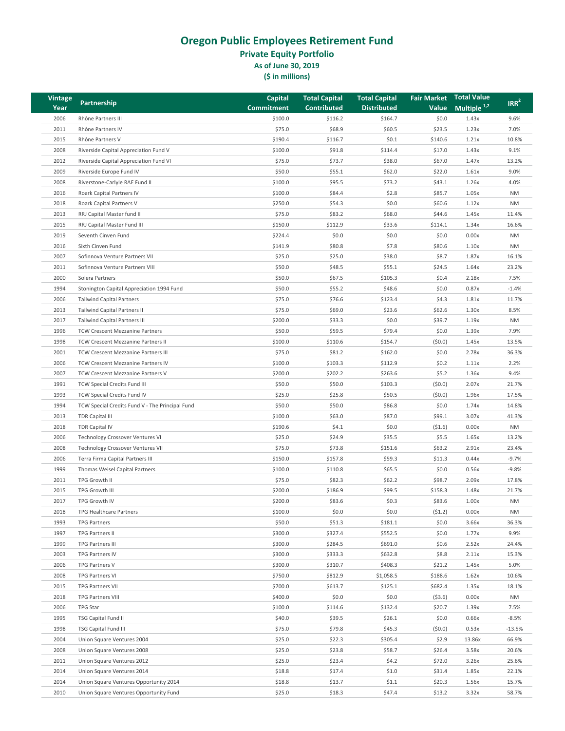# Oregon Public Employees Retirement Fund

## Private Equity Portfolio

### As of June 30, 2019

### ($ in millions)

| Vintage Year | Partnership | Capital Commitment | Total Capital Contributed | Total Capital Distributed | Fair Market Value | Total Value Multiple [1,2] | IRR [2] |
|---|---|---|---|---|---|---|---|
| 2006 | Rhône Partners III | $100.0 | $116.2 | $164.7 | $0.0 | 1.43x | 9.6% |
| 2011 | Rhône Partners IV | $75.0 | $68.9 | $60.5 | $23.5 | 1.23x | 7.0% |
| 2015 | Rhône Partners V | $190.4 | $116.7 | $0.1 | $140.6 | 1.21x | 10.8% |
| 2008 | Riverside Capital Appreciation Fund V | $100.0 | $91.8 | $114.4 | $17.0 | 1.43x | 9.1% |
| 2012 | Riverside Capital Appreciation Fund VI | $75.0 | $73.7 | $38.0 | $67.0 | 1.47x | 13.2% |
| 2009 | Riverside Europe Fund IV | $50.0 | $55.1 | $62.0 | $22.0 | 1.61x | 9.0% |
| 2008 | Riverstone-Carlyle RAE Fund II | $100.0 | $95.5 | $73.2 | $43.1 | 1.26x | 4.0% |
| 2016 | Roark Capital Partners IV | $100.0 | $84.4 | $2.8 | $85.7 | 1.05x | NM |
| 2018 | Roark Capital Partners V | $250.0 | $54.3 | $0.0 | $60.6 | 1.12x | NM |
| 2013 | RRJ Capital Master fund II | $75.0 | $83.2 | $68.0 | $44.6 | 1.45x | 11.4% |
| 2015 | RRJ Capital Master Fund III | $150.0 | $112.9 | $33.6 | $114.1 | 1.34x | 16.6% |
| 2019 | Seventh Cinven Fund | $224.4 | $0.0 | $0.0 | $0.0 | 0.00x | NM |
| 2016 | Sixth Cinven Fund | $141.9 | $80.8 | $7.8 | $80.6 | 1.10x | NM |
| 2007 | Sofinnova Venture Partners VII | $25.0 | $25.0 | $38.0 | $8.7 | 1.87x | 16.1% |
| 2011 | Sofinnova Venture Partners VIII | $50.0 | $48.5 | $55.1 | $24.5 | 1.64x | 23.2% |
| 2000 | Solera Partners | $50.0 | $67.5 | $105.3 | $0.4 | 2.18x | 7.5% |
| 1994 | Stonington Capital Appreciation 1994 Fund | $50.0 | $55.2 | $48.6 | $0.0 | 0.87x | -1.4% |
| 2006 | Tailwind Capital Partners | $75.0 | $76.6 | $123.4 | $4.3 | 1.81x | 11.7% |
| 2013 | Tailwind Capital Partners II | $75.0 | $69.0 | $23.6 | $62.6 | 1.30x | 8.5% |
| 2017 | Tailwind Capital Partners III | $200.0 | $33.3 | $0.0 | $39.7 | 1.19x | NM |
| 1996 | TCW Crescent Mezzanine Partners | $50.0 | $59.5 | $79.4 | $0.0 | 1.39x | 7.9% |
| 1998 | TCW Crescent Mezzanine Partners II | $100.0 | $110.6 | $154.7 | ($0.0) | 1.45x | 13.5% |
| 2001 | TCW Crescent Mezzanine Partners III | $75.0 | $81.2 | $162.0 | $0.0 | 2.78x | 36.3% |
| 2006 | TCW Crescent Mezzanine Partners IV | $100.0 | $103.3 | $112.9 | $0.2 | 1.11x | 2.2% |
| 2007 | TCW Crescent Mezzanine Partners V | $200.0 | $202.2 | $263.6 | $5.2 | 1.36x | 9.4% |
| 1991 | TCW Special Credits Fund III | $50.0 | $50.0 | $103.3 | ($0.0) | 2.07x | 21.7% |
| 1993 | TCW Special Credits Fund IV | $25.0 | $25.8 | $50.5 | ($0.0) | 1.96x | 17.5% |
| 1994 | TCW Special Credits Fund V - The Principal Fund | $50.0 | $50.0 | $86.8 | $0.0 | 1.74x | 14.8% |
| 2013 | TDR Capital III | $100.0 | $63.0 | $87.0 | $99.1 | 3.07x | 41.3% |
| 2018 | TDR Capital IV | $190.6 | $4.1 | $0.0 | ($1.6) | 0.00x | NM |
| 2006 | Technology Crossover Ventures VI | $25.0 | $24.9 | $35.5 | $5.5 | 1.65x | 13.2% |
| 2008 | Technology Crossover Ventures VII | $75.0 | $73.8 | $151.6 | $63.2 | 2.91x | 23.4% |
| 2006 | Terra Firma Capital Partners III | $150.0 | $157.8 | $59.3 | $11.3 | 0.44x | -9.7% |
| 1999 | Thomas Weisel Capital Partners | $100.0 | $110.8 | $65.5 | $0.0 | 0.56x | -9.8% |
| 2011 | TPG Growth II | $75.0 | $82.3 | $62.2 | $98.7 | 2.09x | 17.8% |
| 2015 | TPG Growth III | $200.0 | $186.9 | $99.5 | $158.3 | 1.48x | 21.7% |
| 2017 | TPG Growth IV | $200.0 | $83.6 | $0.3 | $83.6 | 1.00x | NM |
| 2018 | TPG Healthcare Partners | $100.0 | $0.0 | $0.0 | ($1.2) | 0.00x | NM |
| 1993 | TPG Partners | $50.0 | $51.3 | $181.1 | $0.0 | 3.66x | 36.3% |
| 1997 | TPG Partners II | $300.0 | $327.4 | $552.5 | $0.0 | 1.77x | 9.9% |
| 1999 | TPG Partners III | $300.0 | $284.5 | $691.0 | $0.6 | 2.52x | 24.4% |
| 2003 | TPG Partners IV | $300.0 | $333.3 | $632.8 | $8.8 | 2.11x | 15.3% |
| 2006 | TPG Partners V | $300.0 | $310.7 | $408.3 | $21.2 | 1.45x | 5.0% |
| 2008 | TPG Partners VI | $750.0 | $812.9 | $1,058.5 | $188.6 | 1.62x | 10.6% |
| 2015 | TPG Partners VII | $700.0 | $613.7 | $125.1 | $682.4 | 1.35x | 18.1% |
| 2018 | TPG Partners VIII | $400.0 | $0.0 | $0.0 | ($3.6) | 0.00x | NM |
| 2006 | TPG Star | $100.0 | $114.6 | $132.4 | $20.7 | 1.39x | 7.5% |
| 1995 | TSG Capital Fund II | $40.0 | $39.5 | $26.1 | $0.0 | 0.66x | -8.5% |
| 1998 | TSG Capital Fund III | $75.0 | $79.8 | $45.3 | ($0.0) | 0.53x | -13.5% |
| 2004 | Union Square Ventures 2004 | $25.0 | $22.3 | $305.4 | $2.9 | 13.86x | 66.9% |
| 2008 | Union Square Ventures 2008 | $25.0 | $23.8 | $58.7 | $26.4 | 3.58x | 20.6% |
| 2011 | Union Square Ventures 2012 | $25.0 | $23.4 | $4.2 | $72.0 | 3.26x | 25.6% |
| 2014 | Union Square Ventures 2014 | $18.8 | $17.4 | $1.0 | $31.4 | 1.85x | 22.1% |
| 2014 | Union Square Ventures Opportunity 2014 | $18.8 | $13.7 | $1.1 | $20.3 | 1.56x | 15.7% |
| 2010 | Union Square Ventures Opportunity Fund | $25.0 | $18.3 | $47.4 | $13.2 | 3.32x | 58.7% |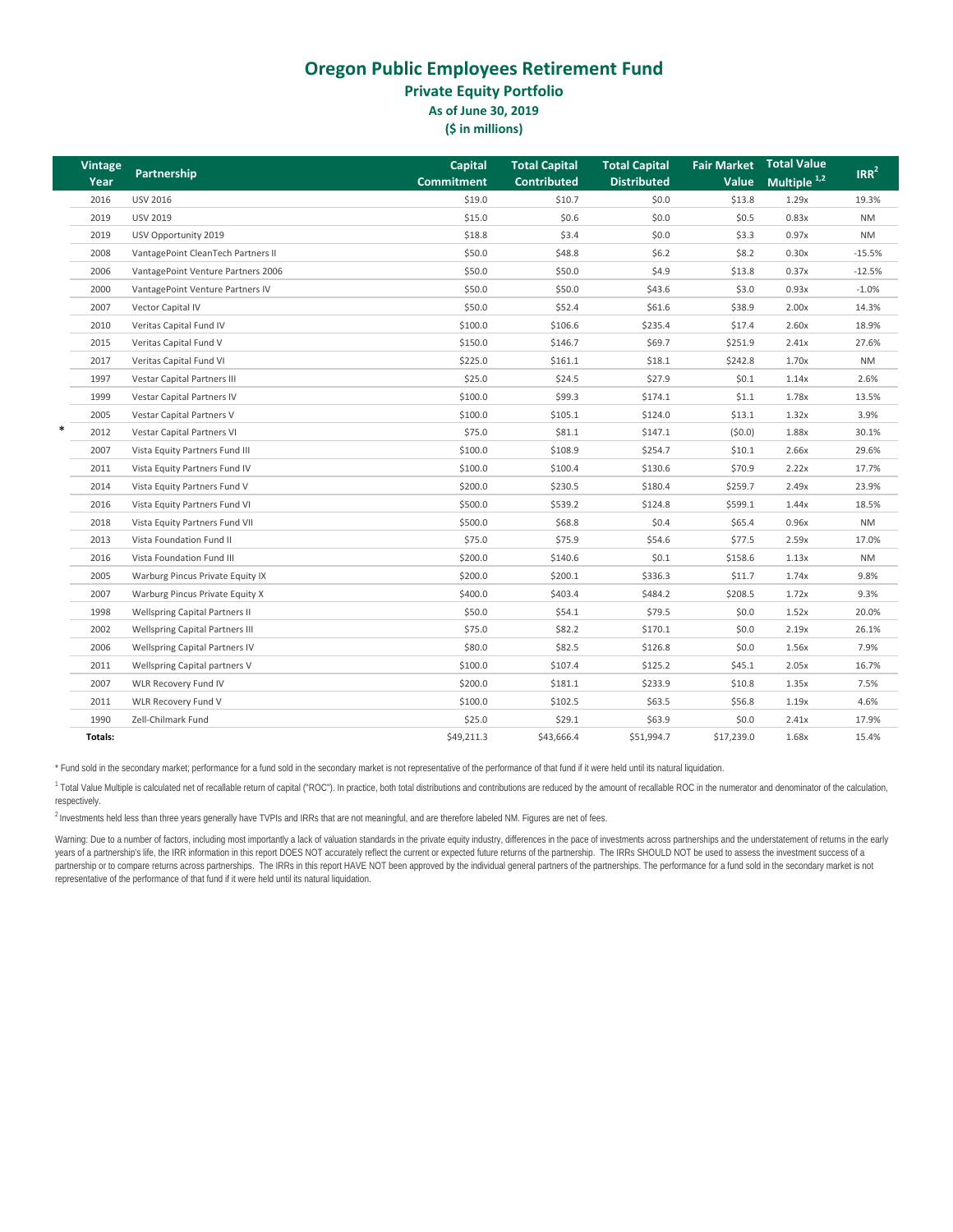# Oregon Public Employees Retirement Fund

## Private Equity Portfolio

### As of June 30, 2019

### ($ in millions)

| | Vintage Year | Partnership | Capital Commitment | Total Capital Contributed | Total Capital Distributed | Fair Market Value | Total Value Multiple [1,2] | IRR[2] |
|---|---|---|---|---|---|---|---|---|
| | 2016 | USV 2016 | $19.0 | $10.7 | $0.0 | $13.8 | 1.29x | 19.3% |
| | 2019 | USV 2019 | $15.0 | $0.6 | $0.0 | $0.5 | 0.83x | NM |
| | 2019 | USV Opportunity 2019 | $18.8 | $3.4 | $0.0 | $3.3 | 0.97x | NM |
| | 2008 | VantagePoint CleanTech Partners II | $50.0 | $48.8 | $6.2 | $8.2 | 0.30x | -15.5% |
| | 2006 | VantagePoint Venture Partners 2006 | $50.0 | $50.0 | $4.9 | $13.8 | 0.37x | -12.5% |
| | 2000 | VantagePoint Venture Partners IV | $50.0 | $50.0 | $43.6 | $3.0 | 0.93x | -1.0% |
| | 2007 | Vector Capital IV | $50.0 | $52.4 | $61.6 | $38.9 | 2.00x | 14.3% |
| | 2010 | Veritas Capital Fund IV | $100.0 | $106.6 | $235.4 | $17.4 | 2.60x | 18.9% |
| | 2015 | Veritas Capital Fund V | $150.0 | $146.7 | $69.7 | $251.9 | 2.41x | 27.6% |
| | 2017 | Veritas Capital Fund VI | $225.0 | $161.1 | $18.1 | $242.8 | 1.70x | NM |
| | 1997 | Vestar Capital Partners III | $25.0 | $24.5 | $27.9 | $0.1 | 1.14x | 2.6% |
| | 1999 | Vestar Capital Partners IV | $100.0 | $99.3 | $174.1 | $1.1 | 1.78x | 13.5% |
| | 2005 | Vestar Capital Partners V | $100.0 | $105.1 | $124.0 | $13.1 | 1.32x | 3.9% |
| * | 2012 | Vestar Capital Partners VI | $75.0 | $81.1 | $147.1 | ($0.0) | 1.88x | 30.1% |
| | 2007 | Vista Equity Partners Fund III | $100.0 | $108.9 | $254.7 | $10.1 | 2.66x | 29.6% |
| | 2011 | Vista Equity Partners Fund IV | $100.0 | $100.4 | $130.6 | $70.9 | 2.22x | 17.7% |
| | 2014 | Vista Equity Partners Fund V | $200.0 | $230.5 | $180.4 | $259.7 | 2.49x | 23.9% |
| | 2016 | Vista Equity Partners Fund VI | $500.0 | $539.2 | $124.8 | $599.1 | 1.44x | 18.5% |
| | 2018 | Vista Equity Partners Fund VII | $500.0 | $68.8 | $0.4 | $65.4 | 0.96x | NM |
| | 2013 | Vista Foundation Fund II | $75.0 | $75.9 | $54.6 | $77.5 | 2.59x | 17.0% |
| | 2016 | Vista Foundation Fund III | $200.0 | $140.6 | $0.1 | $158.6 | 1.13x | NM |
| | 2005 | Warburg Pincus Private Equity IX | $200.0 | $200.1 | $336.3 | $11.7 | 1.74x | 9.8% |
| | 2007 | Warburg Pincus Private Equity X | $400.0 | $403.4 | $484.2 | $208.5 | 1.72x | 9.3% |
| | 1998 | Wellspring Capital Partners II | $50.0 | $54.1 | $79.5 | $0.0 | 1.52x | 20.0% |
| | 2002 | Wellspring Capital Partners III | $75.0 | $82.2 | $170.1 | $0.0 | 2.19x | 26.1% |
| | 2006 | Wellspring Capital Partners IV | $80.0 | $82.5 | $126.8 | $0.0 | 1.56x | 7.9% |
| | 2011 | Wellspring Capital partners V | $100.0 | $107.4 | $125.2 | $45.1 | 2.05x | 16.7% |
| | 2007 | WLR Recovery Fund IV | $200.0 | $181.1 | $233.9 | $10.8 | 1.35x | 7.5% |
| | 2011 | WLR Recovery Fund V | $100.0 | $102.5 | $63.5 | $56.8 | 1.19x | 4.6% |
| | 1990 | Zell-Chilmark Fund | $25.0 | $29.1 | $63.9 | $0.0 | 2.41x | 17.9% |
| | **Totals:** | | $49,211.3 | $43,666.4 | $51,994.7 | $17,239.0 | 1.68x | 15.4% |

* Fund sold in the secondary market; performance for a fund sold in the secondary market is not representative of the performance of that fund if it were held until its natural liquidation.

[1] Total Value Multiple is calculated net of recallable return of capital ("ROC"). In practice, both total distributions and contributions are reduced by the amount of recallable ROC in the numerator and denominator of the calculation, respectively.

[2] Investments held less than three years generally have TVPIs and IRRs that are not meaningful, and are therefore labeled NM. Figures are net of fees.

Warning: Due to a number of factors, including most importantly a lack of valuation standards in the private equity industry, differences in the pace of investments across partnerships and the understatement of returns in the early years of a partnership's life, the IRR information in this report DOES NOT accurately reflect the current or expected future returns of the partnership. The IRRs SHOULD NOT be used to assess the investment success of a partnership or to compare returns across partnerships. The IRRs in this report HAVE NOT been approved by the individual general partners of the partnerships. The performance for a fund sold in the secondary market is not representative of the performance of that fund if it were held until its natural liquidation.